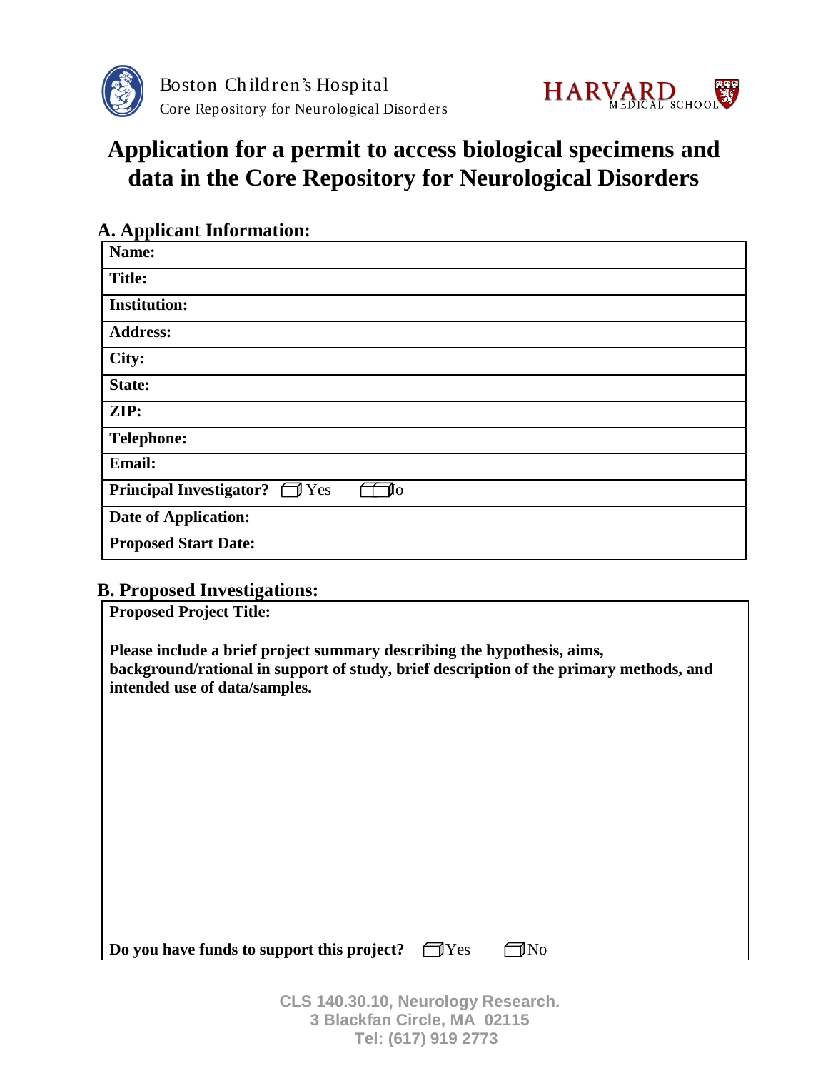Boston Children's Hospital
Core Repository for Neurological Disorders

HARVARD MEDICAL SCHOOL

# Application for a permit to access biological specimens and data in the Core Repository for Neurological Disorders

## A. Applicant Information:

| |
|---|
| **Name:** |
| **Title:** |
| **Institution:** |
| **Address:** |
| **City:** |
| **State:** |
| **ZIP:** |
| **Telephone:** |
| **Email:** |
| **Principal Investigator?** ☐ Yes ☐ No |
| **Date of Application:** |
| **Proposed Start Date:** |

## B. Proposed Investigations:

| |
|---|
| **Proposed Project Title:** |
| **Please include a brief project summary describing the hypothesis, aims, background/rational in support of study, brief description of the primary methods, and intended use of data/samples.** |
| **Do you have funds to support this project?** ☐ Yes ☐ No |

CLS 140.30.10, Neurology Research.
3 Blackfan Circle, MA 02115
Tel: (617) 919 2773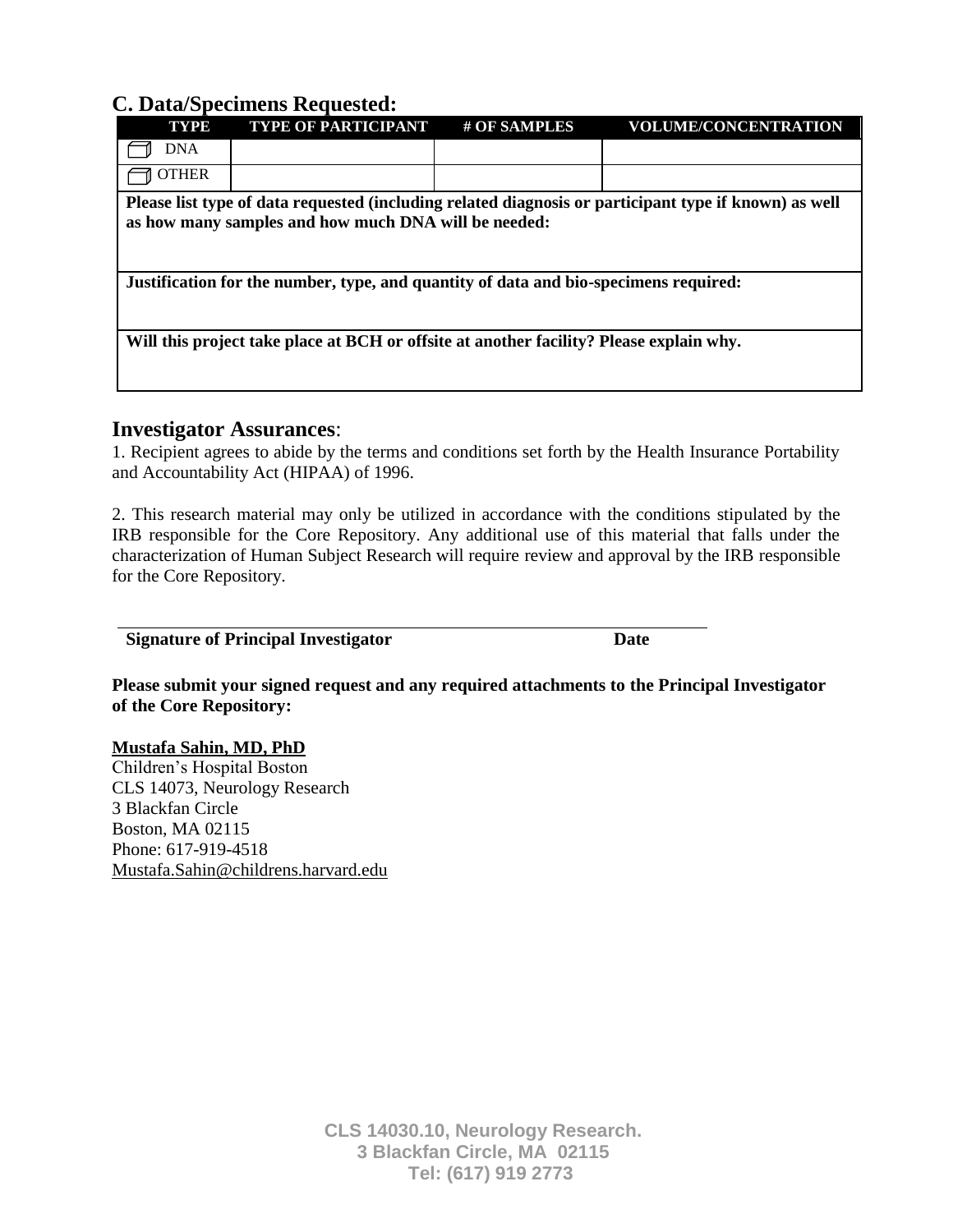## C. Data/Specimens Requested:

| TYPE | TYPE OF PARTICIPANT | # OF SAMPLES | VOLUME/CONCENTRATION |
|---|---|---|---|
| ☐ DNA | | | |
| ☐ OTHER | | | |

**Please list type of data requested (including related diagnosis or participant type if known) as well as how many samples and how much DNA will be needed:**

**Justification for the number, type, and quantity of data and bio-specimens required:**

**Will this project take place at BCH or offsite at another facility? Please explain why.**

## Investigator Assurances:

1. Recipient agrees to abide by the terms and conditions set forth by the Health Insurance Portability and Accountability Act (HIPAA) of 1996.

2. This research material may only be utilized in accordance with the conditions stipulated by the IRB responsible for the Core Repository. Any additional use of this material that falls under the characterization of Human Subject Research will require review and approval by the IRB responsible for the Core Repository.

**Signature of Principal Investigator** **Date**

**Please submit your signed request and any required attachments to the Principal Investigator of the Core Repository:**

**Mustafa Sahin, MD, PhD**
Children's Hospital Boston
CLS 14073, Neurology Research
3 Blackfan Circle
Boston, MA 02115
Phone: 617-919-4518
Mustafa.Sahin@childrens.harvard.edu

**CLS 14030.10, Neurology Research.**
**3 Blackfan Circle, MA 02115**
**Tel: (617) 919 2773**